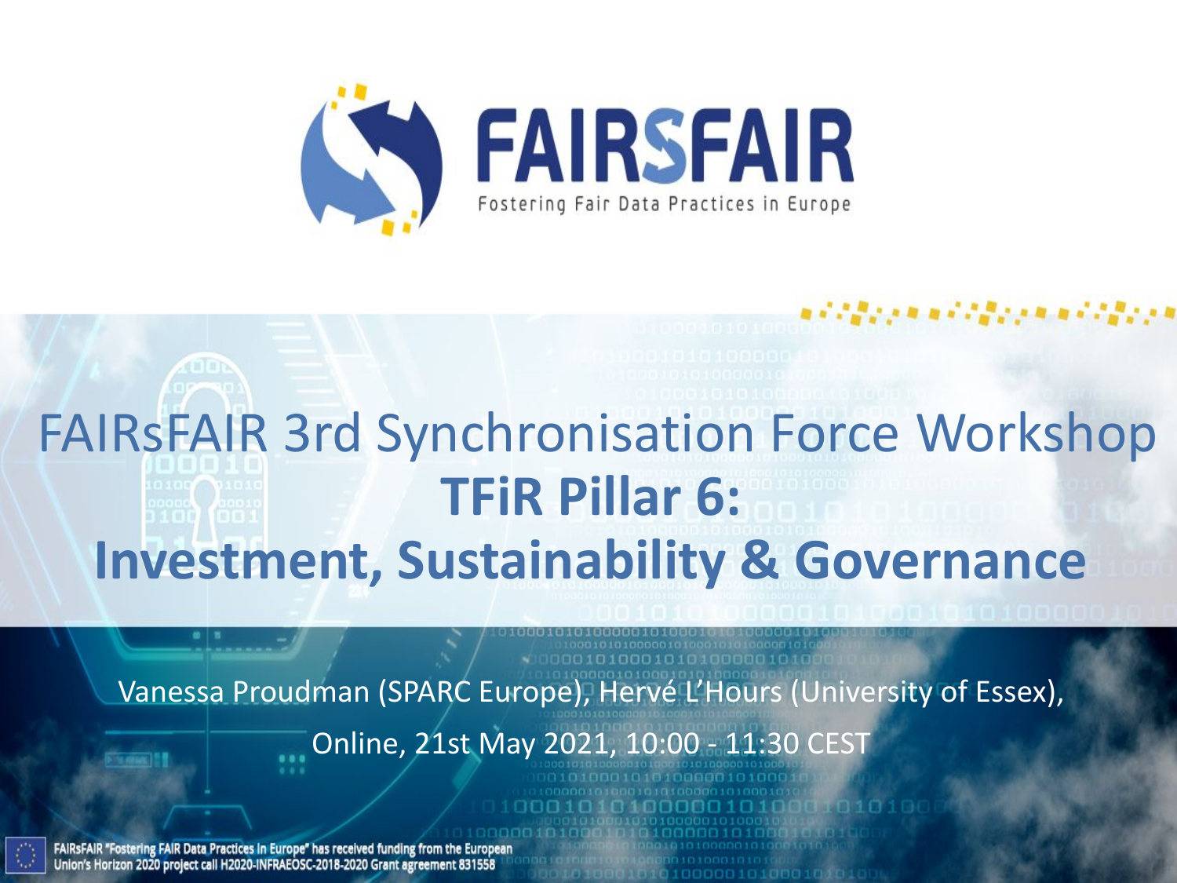FAIRSFAIR

Fostering Fair Data Practices in Europe

# FAIRsFAIR 3rd Synchronisation Force Workshop

## TFiR Pillar 6: Investment, Sustainability & Governance

Vanessa Proudman (SPARC Europe), Hervé L'Hours (University of Essex),

Online, 21st May 2021, 10:00 - 11:30 CEST

FAIRsFAIR "Fostering FAIR Data Practices in Europe" has received funding from the European Union's Horizon 2020 project call H2020-INFRAEOSC-2018-2020 Grant agreement 831558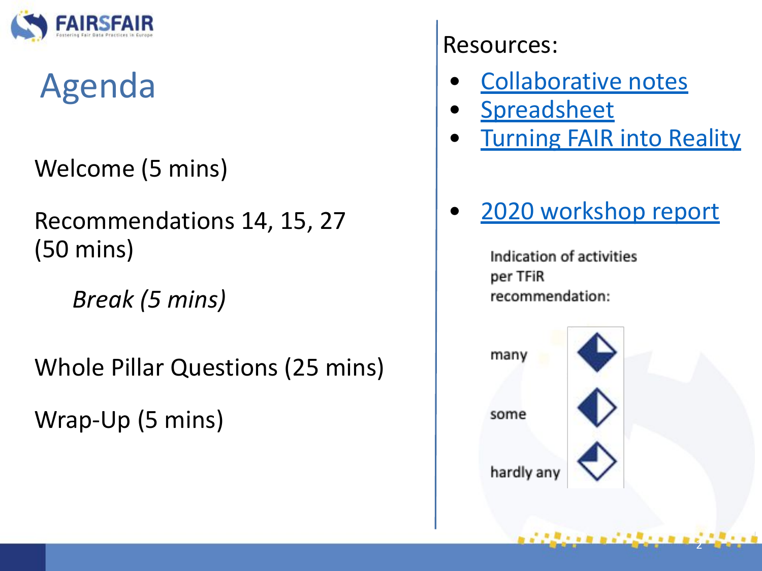# Agenda

Welcome (5 mins)

Recommendations 14, 15, 27 (50 mins)

*Break (5 mins)*

Whole Pillar Questions (25 mins)

Wrap-Up (5 mins)

Resources:

- Collaborative notes
- Spreadsheet
- Turning FAIR into Reality

- 2020 workshop report

Indication of activities per TFiR recommendation:

many

some

hardly any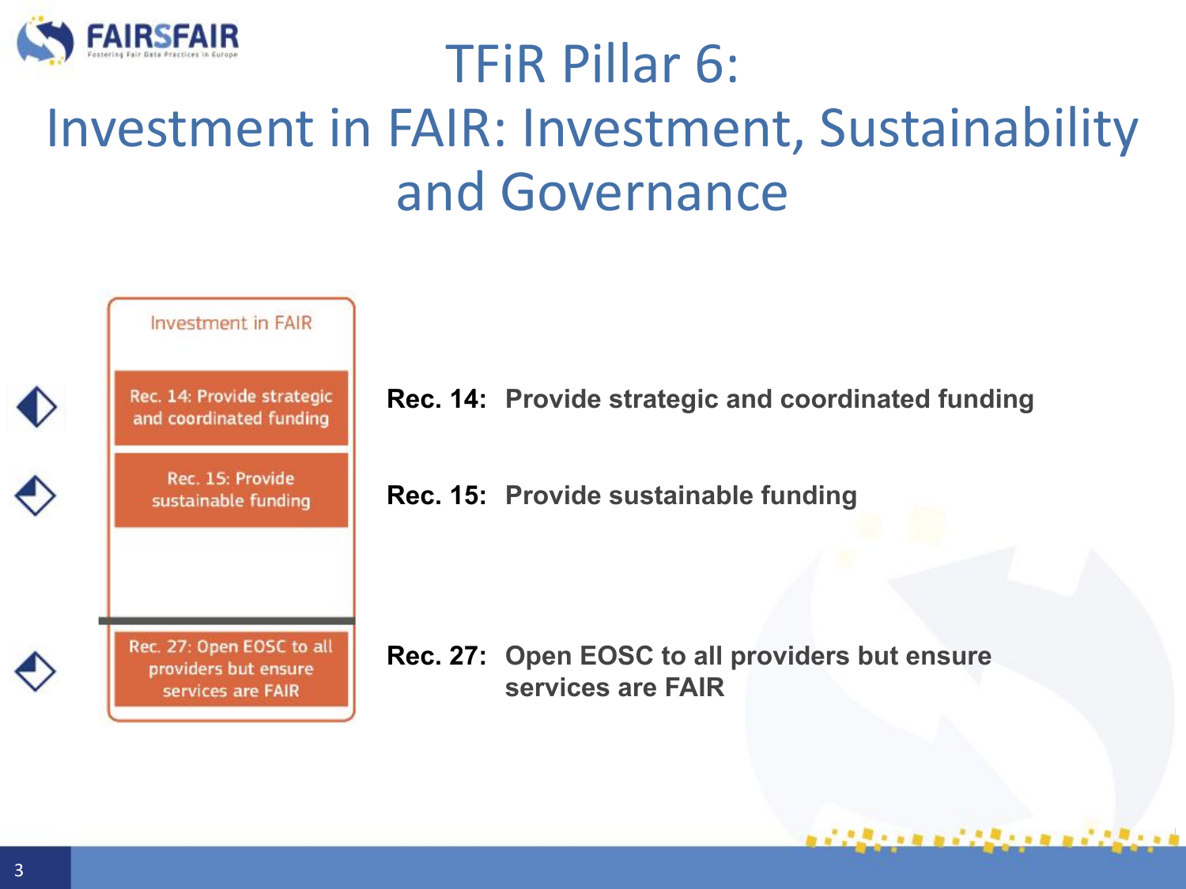# TFiR Pillar 6: Investment in FAIR: Investment, Sustainability and Governance

Investment in FAIR

- Rec. 14: Provide strategic and coordinated funding
- Rec. 15: Provide sustainable funding
- Rec. 27: Open EOSC to all providers but ensure services are FAIR

**Rec. 14:** **Provide strategic and coordinated funding**

**Rec. 15:** **Provide sustainable funding**

**Rec. 27:** **Open EOSC to all providers but ensure services are FAIR**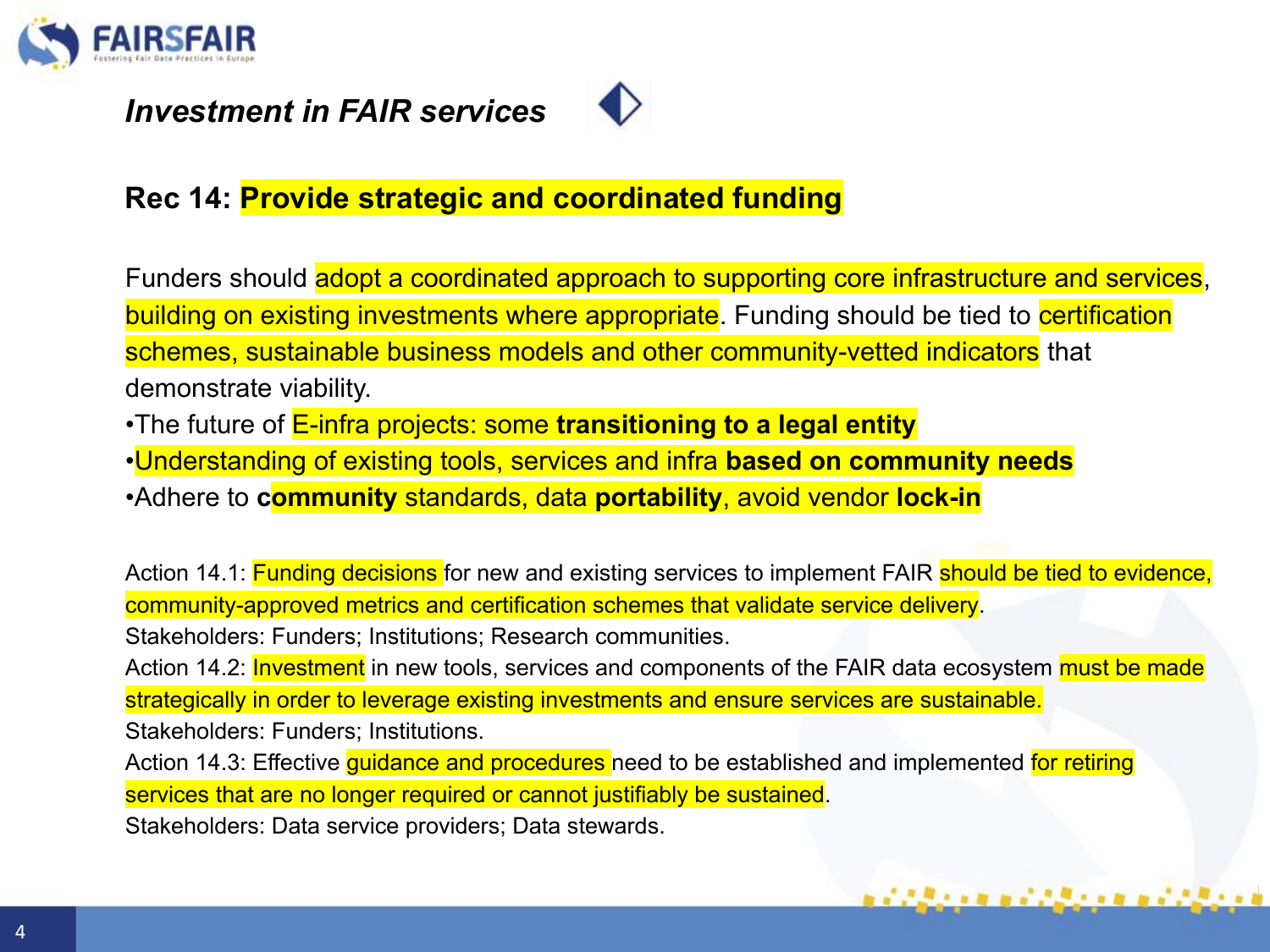## *Investment in FAIR services*

### Rec 14: Provide strategic and coordinated funding

Funders should adopt a coordinated approach to supporting core infrastructure and services, building on existing investments where appropriate. Funding should be tied to certification schemes, sustainable business models and other community-vetted indicators that demonstrate viability.

- The future of E-infra projects: some **transitioning to a legal entity**
- Understanding of existing tools, services and infra **based on community needs**
- Adhere to **community** standards, data **portability**, avoid vendor **lock-in**

Action 14.1: Funding decisions for new and existing services to implement FAIR should be tied to evidence, community-approved metrics and certification schemes that validate service delivery.
Stakeholders: Funders; Institutions; Research communities.

Action 14.2: Investment in new tools, services and components of the FAIR data ecosystem must be made strategically in order to leverage existing investments and ensure services are sustainable.
Stakeholders: Funders; Institutions.

Action 14.3: Effective guidance and procedures need to be established and implemented for retiring services that are no longer required or cannot justifiably be sustained.
Stakeholders: Data service providers; Data stewards.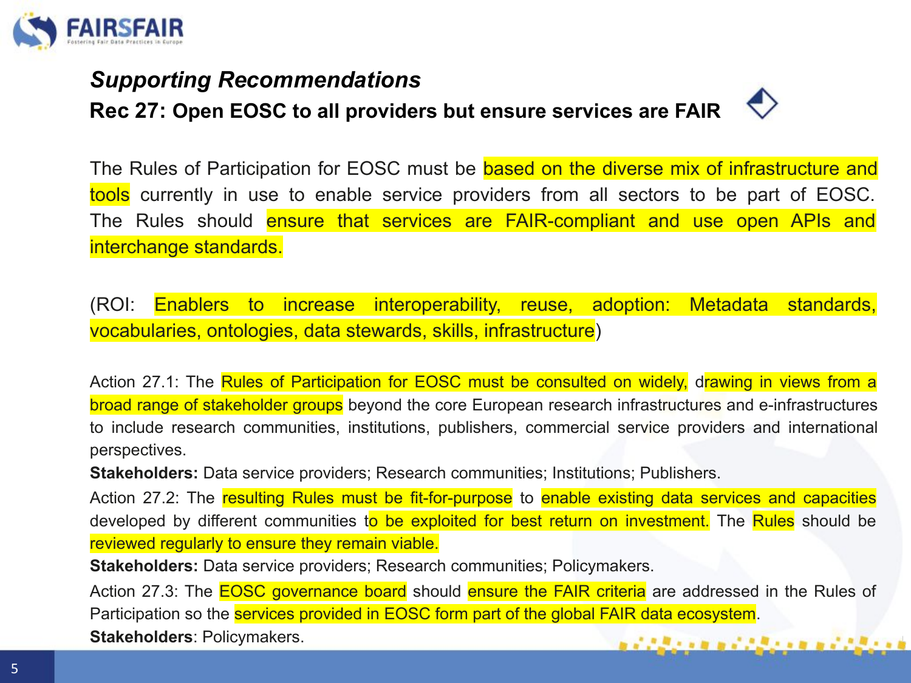## *Supporting Recommendations*

### Rec 27: Open EOSC to all providers but ensure services are FAIR

The Rules of Participation for EOSC must be based on the diverse mix of infrastructure and tools currently in use to enable service providers from all sectors to be part of EOSC. The Rules should ensure that services are FAIR-compliant and use open APIs and interchange standards.

(ROI: Enablers to increase interoperability, reuse, adoption: Metadata standards, vocabularies, ontologies, data stewards, skills, infrastructure)

Action 27.1: The Rules of Participation for EOSC must be consulted on widely, drawing in views from a broad range of stakeholder groups beyond the core European research infrastructures and e-infrastructures to include research communities, institutions, publishers, commercial service providers and international perspectives.

**Stakeholders:** Data service providers; Research communities; Institutions; Publishers.

Action 27.2: The resulting Rules must be fit-for-purpose to enable existing data services and capacities developed by different communities to be exploited for best return on investment. The Rules should be reviewed regularly to ensure they remain viable.

**Stakeholders:** Data service providers; Research communities; Policymakers.

Action 27.3: The EOSC governance board should ensure the FAIR criteria are addressed in the Rules of Participation so the services provided in EOSC form part of the global FAIR data ecosystem.

**Stakeholders**: Policymakers.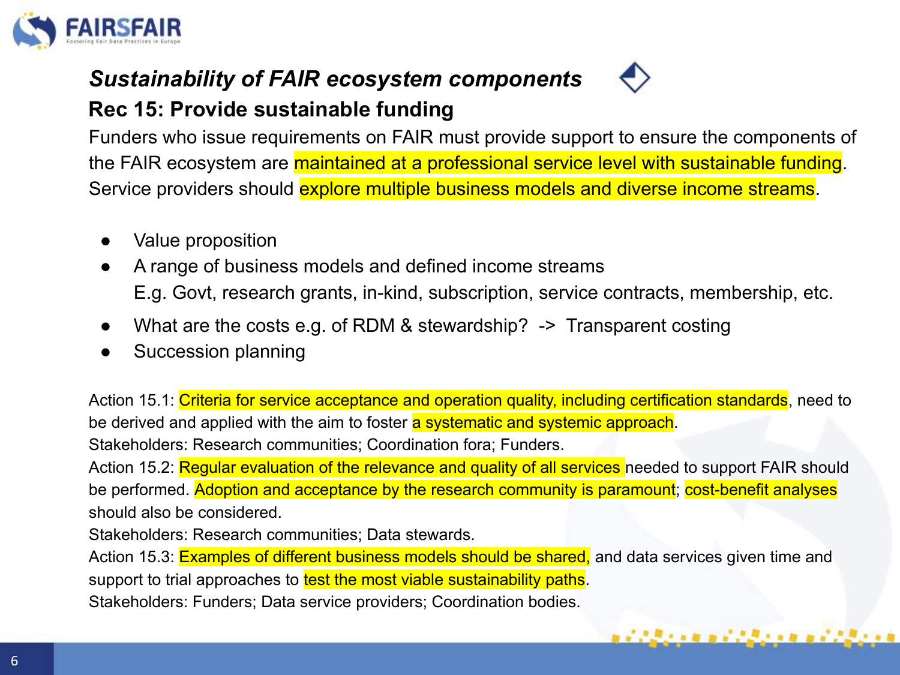## *Sustainability of FAIR ecosystem components*

### Rec 15: Provide sustainable funding

Funders who issue requirements on FAIR must provide support to ensure the components of the FAIR ecosystem are maintained at a professional service level with sustainable funding. Service providers should explore multiple business models and diverse income streams.

- Value proposition
- A range of business models and defined income streams
  E.g. Govt, research grants, in-kind, subscription, service contracts, membership, etc.
- What are the costs e.g. of RDM & stewardship? -> Transparent costing
- Succession planning

Action 15.1: Criteria for service acceptance and operation quality, including certification standards, need to be derived and applied with the aim to foster a systematic and systemic approach.
Stakeholders: Research communities; Coordination fora; Funders.

Action 15.2: Regular evaluation of the relevance and quality of all services needed to support FAIR should be performed. Adoption and acceptance by the research community is paramount; cost-benefit analyses should also be considered.
Stakeholders: Research communities; Data stewards.

Action 15.3: Examples of different business models should be shared, and data services given time and support to trial approaches to test the most viable sustainability paths.
Stakeholders: Funders; Data service providers; Coordination bodies.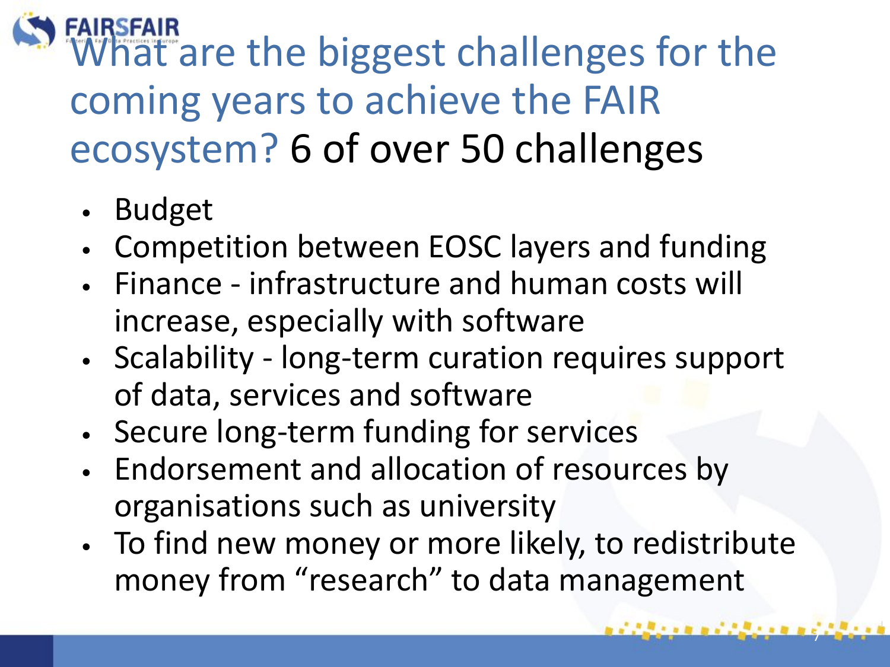# What are the biggest challenges for the coming years to achieve the FAIR ecosystem? 6 of over 50 challenges

- Budget
- Competition between EOSC layers and funding
- Finance - infrastructure and human costs will increase, especially with software
- Scalability - long-term curation requires support of data, services and software
- Secure long-term funding for services
- Endorsement and allocation of resources by organisations such as university
- To find new money or more likely, to redistribute money from “research” to data management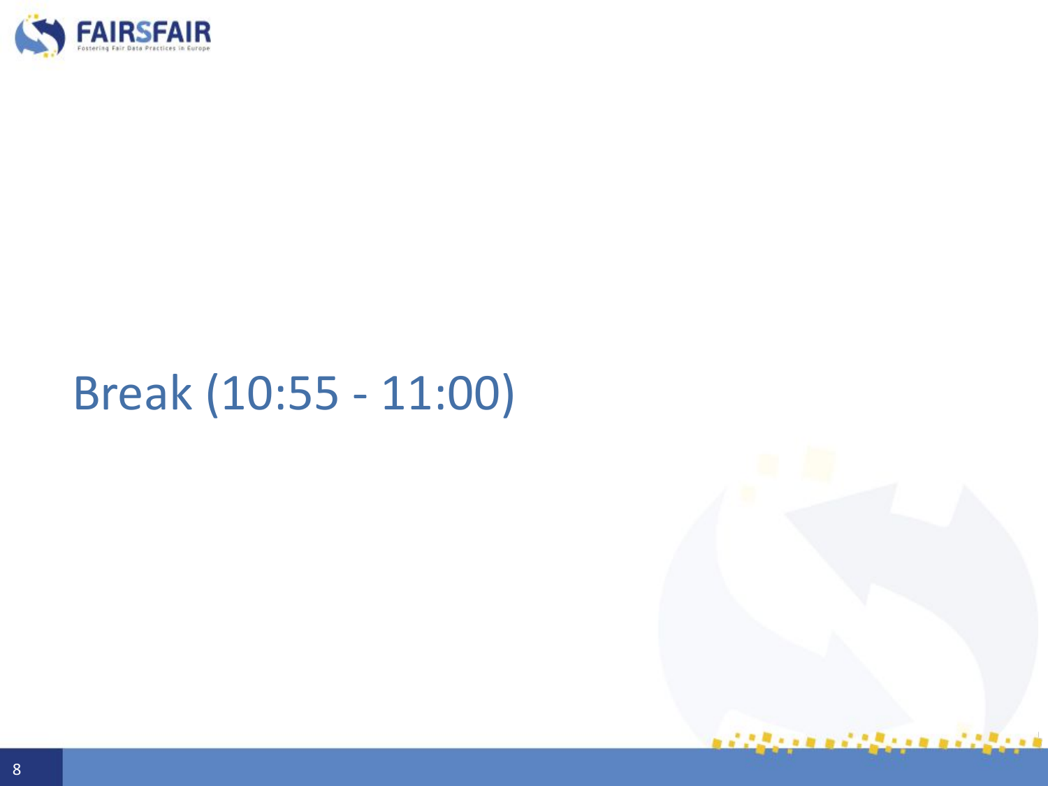# Break (10:55 - 11:00)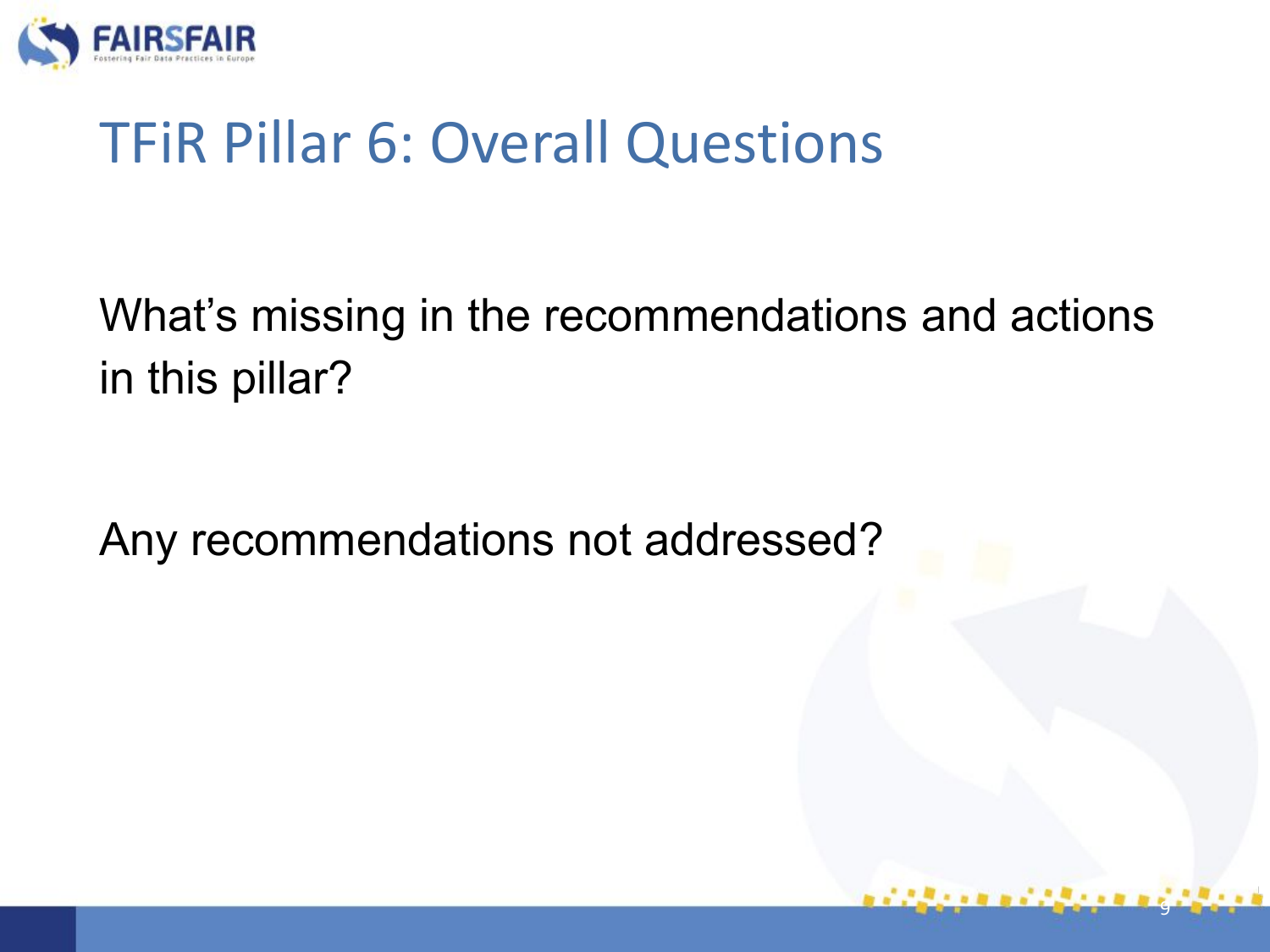# TFiR Pillar 6: Overall Questions

What's missing in the recommendations and actions in this pillar?

Any recommendations not addressed?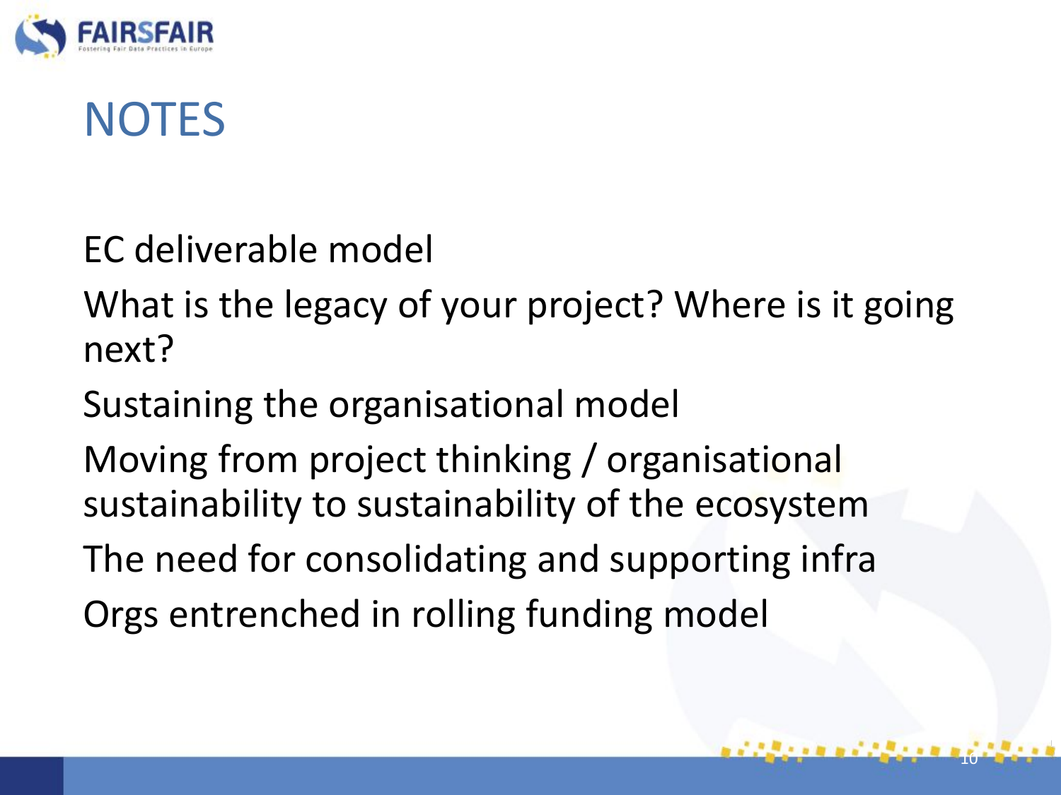# NOTES

EC deliverable model

What is the legacy of your project? Where is it going next?

Sustaining the organisational model

Moving from project thinking / organisational sustainability to sustainability of the ecosystem

The need for consolidating and supporting infra

Orgs entrenched in rolling funding model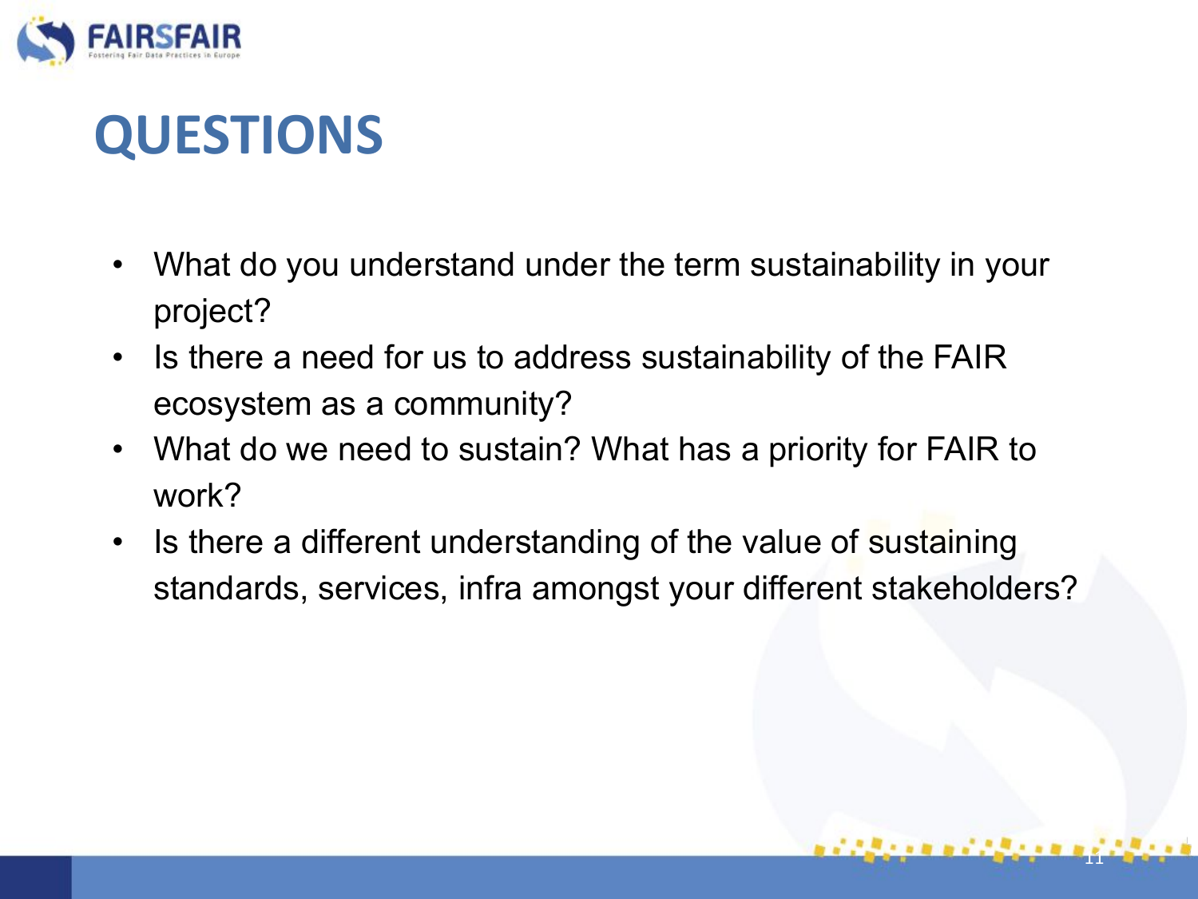# QUESTIONS

- What do you understand under the term sustainability in your project?
- Is there a need for us to address sustainability of the FAIR ecosystem as a community?
- What do we need to sustain? What has a priority for FAIR to work?
- Is there a different understanding of the value of sustaining standards, services, infra amongst your different stakeholders?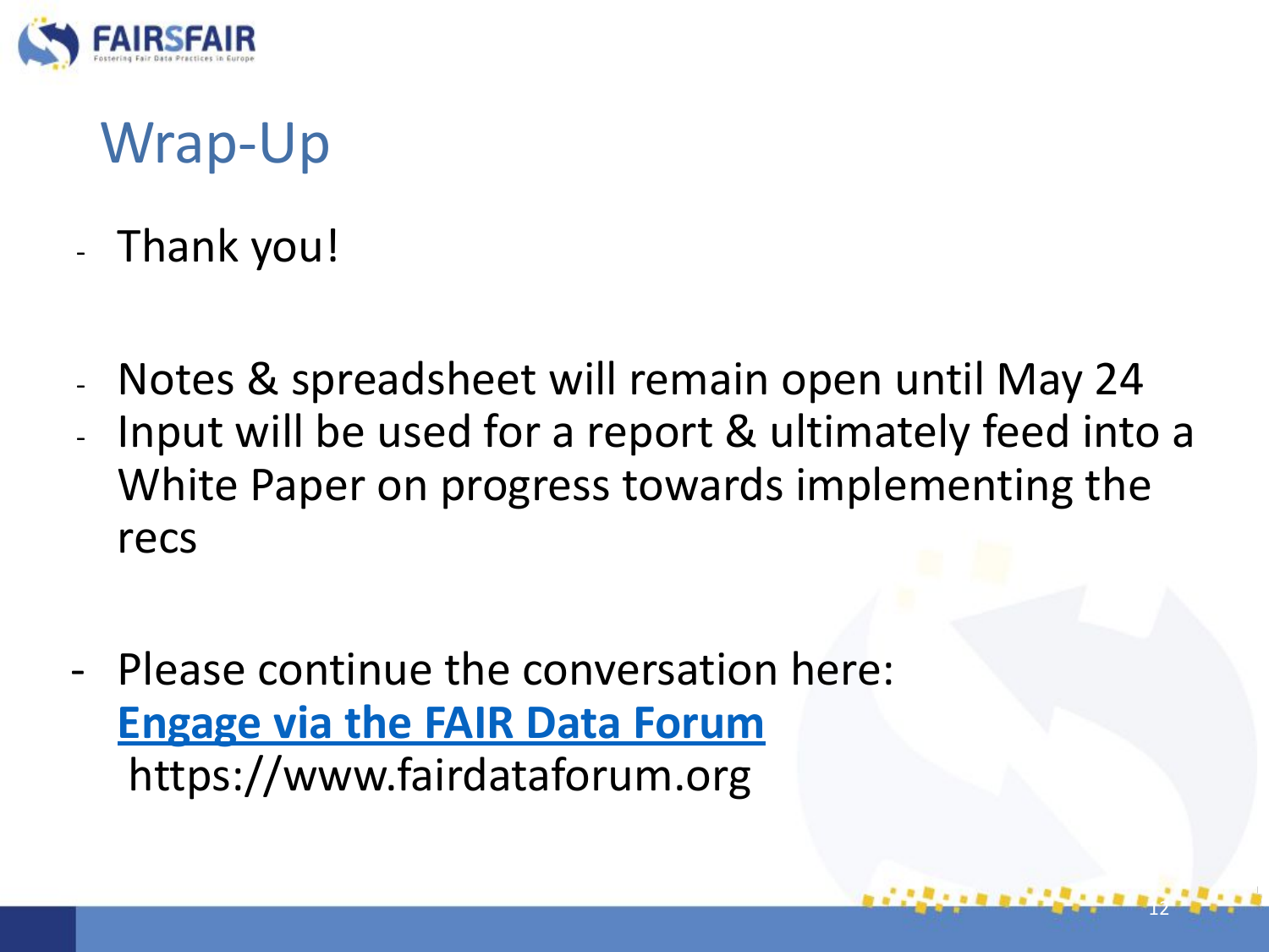# Wrap-Up

- Thank you!

- Notes & spreadsheet will remain open until May 24
- Input will be used for a report & ultimately feed into a White Paper on progress towards implementing the recs

- Please continue the conversation here:
  **Engage via the FAIR Data Forum**
  https://www.fairdataforum.org